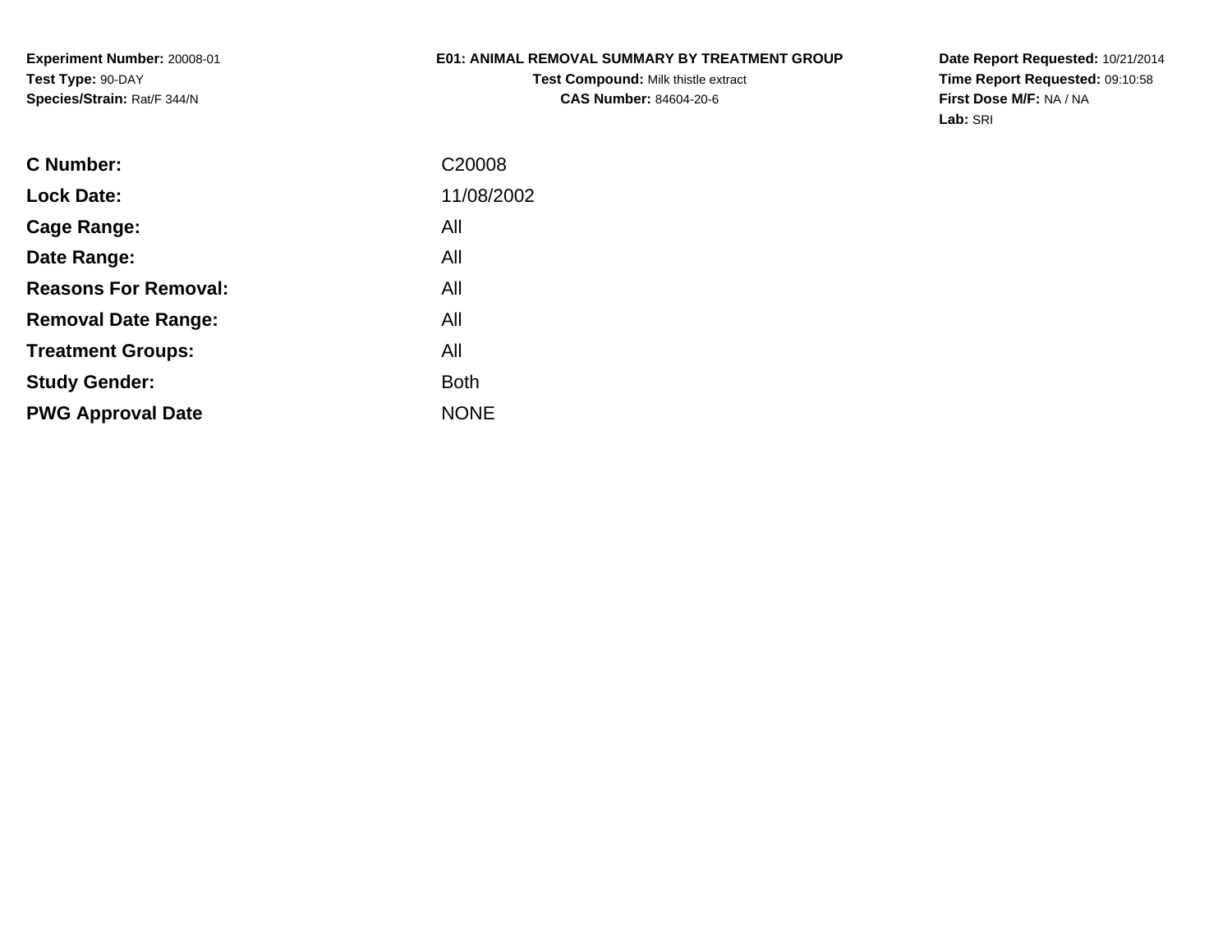**Experiment Number:** 20008-01
**Test Type:** 90-DAY
**Species/Strain:** Rat/F 344/N

# E01: ANIMAL REMOVAL SUMMARY BY TREATMENT GROUP

**Test Compound:** Milk thistle extract
**CAS Number:** 84604-20-6

**Date Report Requested:** 10/21/2014
**Time Report Requested:** 09:10:58
**First Dose M/F:** NA / NA
**Lab:** SRI

| | |
|---|---|
| **C Number:** | C20008 |
| **Lock Date:** | 11/08/2002 |
| **Cage Range:** | All |
| **Date Range:** | All |
| **Reasons For Removal:** | All |
| **Removal Date Range:** | All |
| **Treatment Groups:** | All |
| **Study Gender:** | Both |
| **PWG Approval Date** | NONE |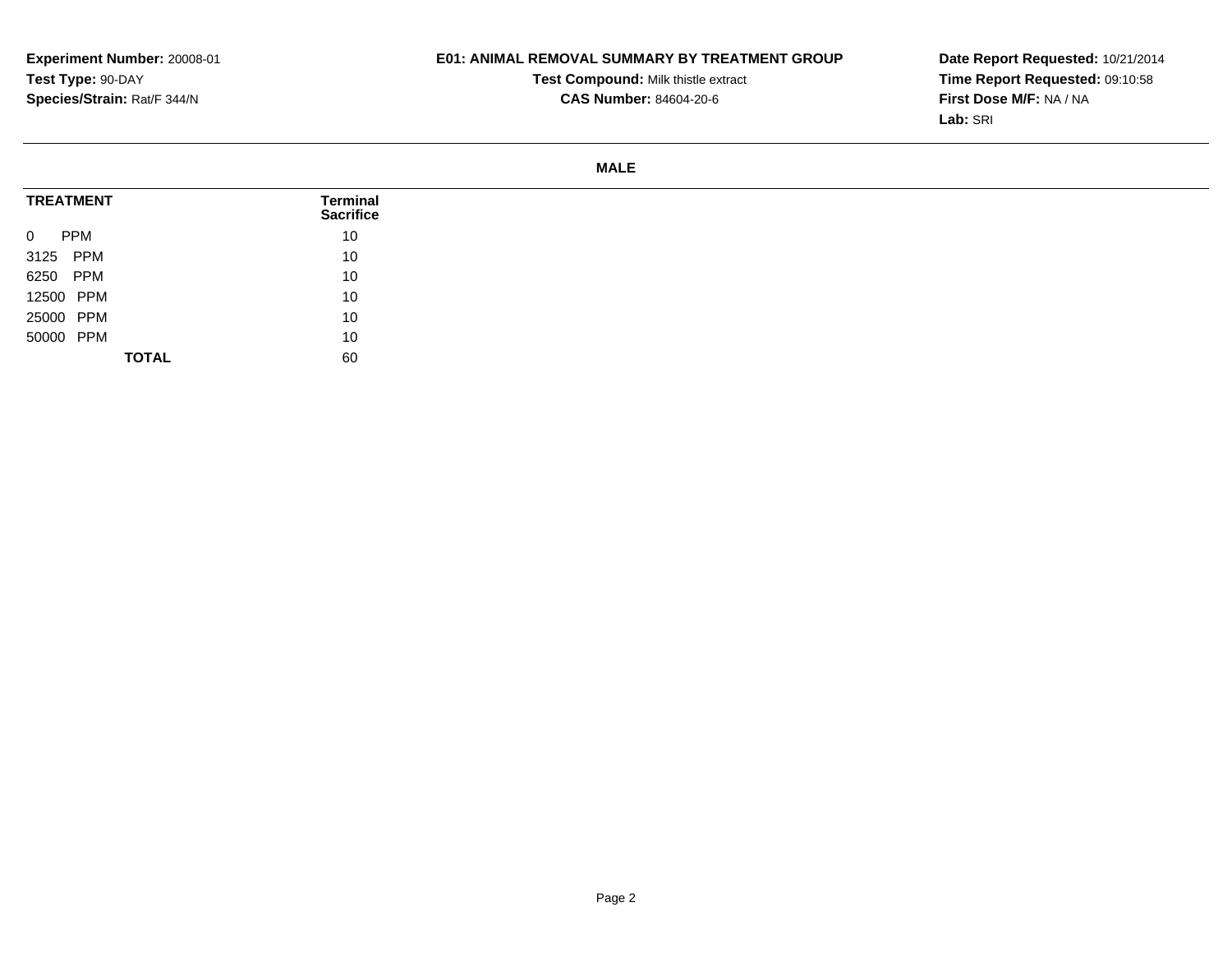**Experiment Number:** 20008-01
**Test Type:** 90-DAY
**Species/Strain:** Rat/F 344/N

**E01: ANIMAL REMOVAL SUMMARY BY TREATMENT GROUP**
**Test Compound:** Milk thistle extract
**CAS Number:** 84604-20-6

**Date Report Requested:** 10/21/2014
**Time Report Requested:** 09:10:58
**First Dose M/F:** NA / NA
**Lab:** SRI

**MALE**

| TREATMENT | Terminal Sacrifice |
|---|---|
| 0 PPM | 10 |
| 3125 PPM | 10 |
| 6250 PPM | 10 |
| 12500 PPM | 10 |
| 25000 PPM | 10 |
| 50000 PPM | 10 |
| **TOTAL** | 60 |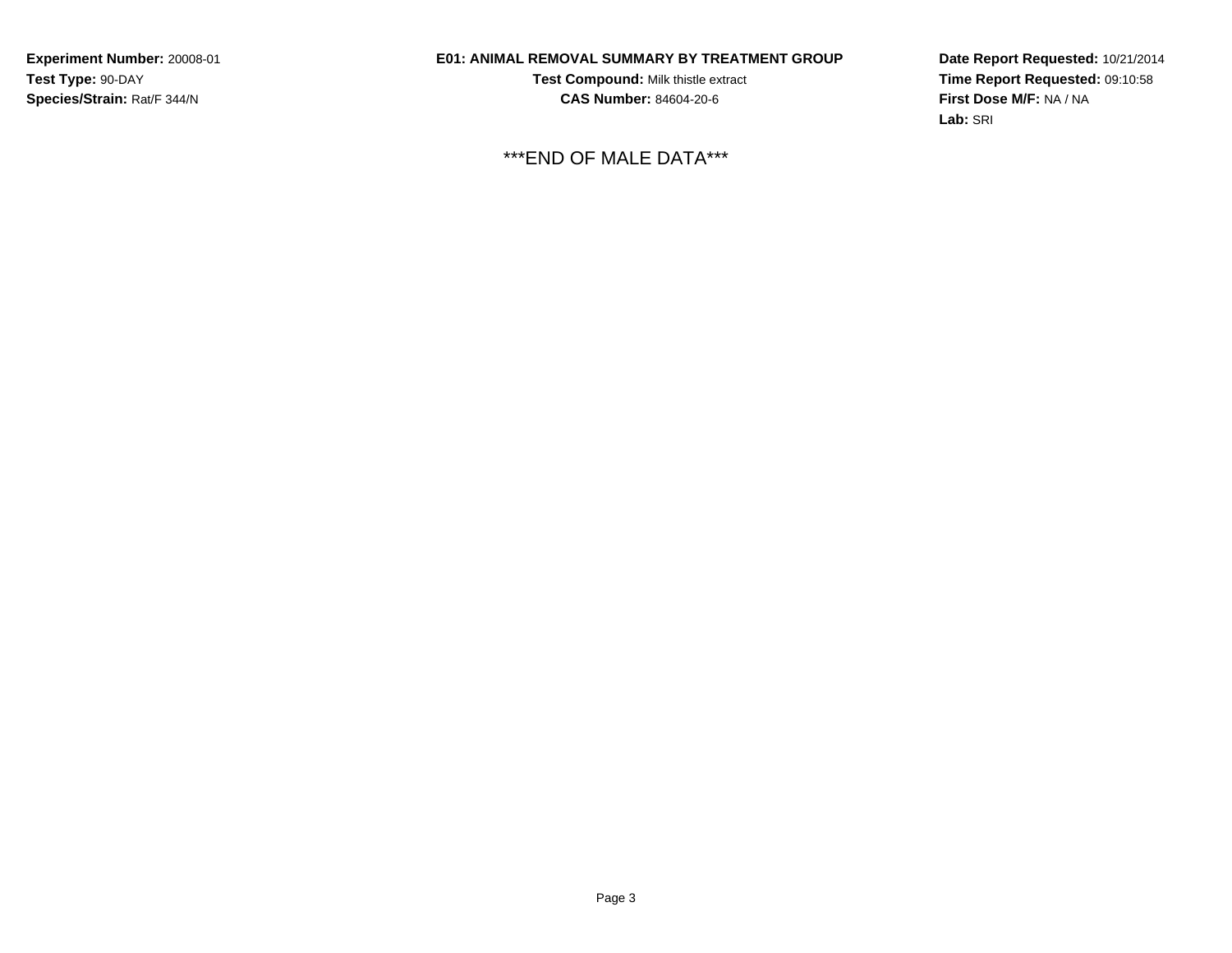**Experiment Number:** 20008-01
**Test Type:** 90-DAY
**Species/Strain:** Rat/F 344/N

**E01: ANIMAL REMOVAL SUMMARY BY TREATMENT GROUP**
**Test Compound:** Milk thistle extract
**CAS Number:** 84604-20-6

**Date Report Requested:** 10/21/2014
**Time Report Requested:** 09:10:58
**First Dose M/F:** NA / NA
**Lab:** SRI

***END OF MALE DATA***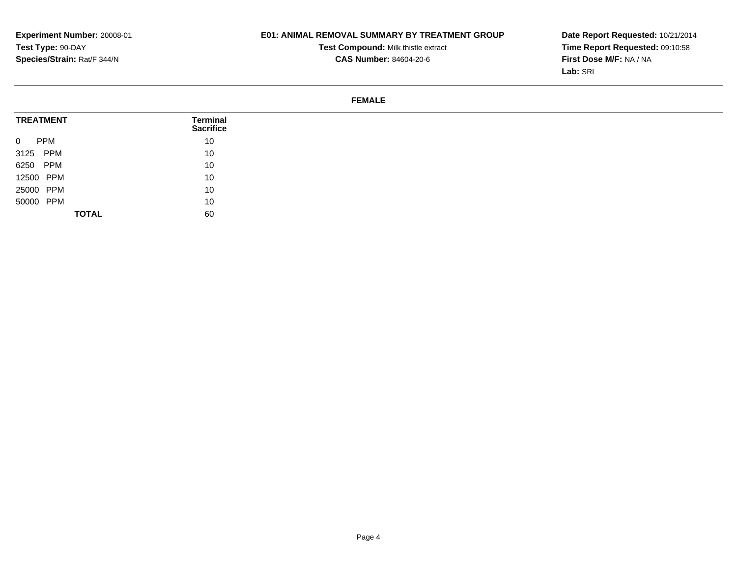**Experiment Number:** 20008-01
**Test Type:** 90-DAY
**Species/Strain:** Rat/F 344/N

**E01: ANIMAL REMOVAL SUMMARY BY TREATMENT GROUP**
**Test Compound:** Milk thistle extract
**CAS Number:** 84604-20-6

**Date Report Requested:** 10/21/2014
**Time Report Requested:** 09:10:58
**First Dose M/F:** NA / NA
**Lab:** SRI

**FEMALE**

| TREATMENT | Terminal Sacrifice |
|---|---|
| 0 PPM | 10 |
| 3125 PPM | 10 |
| 6250 PPM | 10 |
| 12500 PPM | 10 |
| 25000 PPM | 10 |
| 50000 PPM | 10 |
| **TOTAL** | 60 |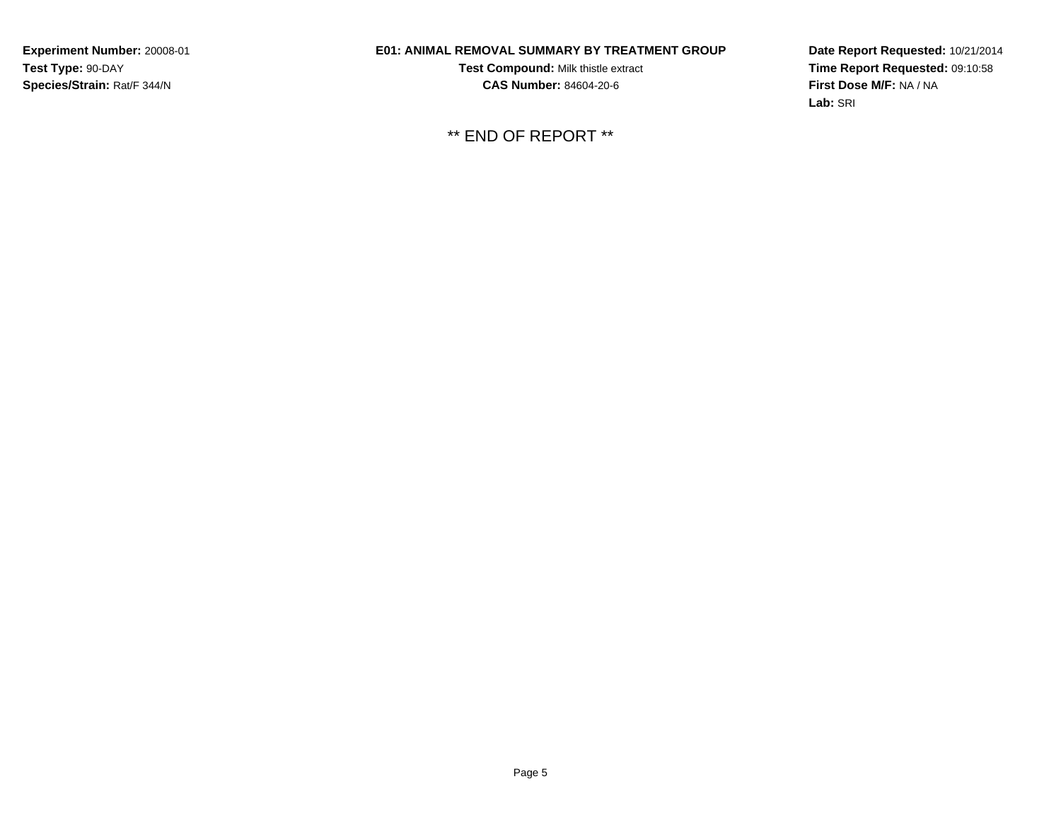**Experiment Number:** 20008-01
**Test Type:** 90-DAY
**Species/Strain:** Rat/F 344/N

**E01: ANIMAL REMOVAL SUMMARY BY TREATMENT GROUP**
**Test Compound:** Milk thistle extract
**CAS Number:** 84604-20-6

**Date Report Requested:** 10/21/2014
**Time Report Requested:** 09:10:58
**First Dose M/F:** NA / NA
**Lab:** SRI

** END OF REPORT **